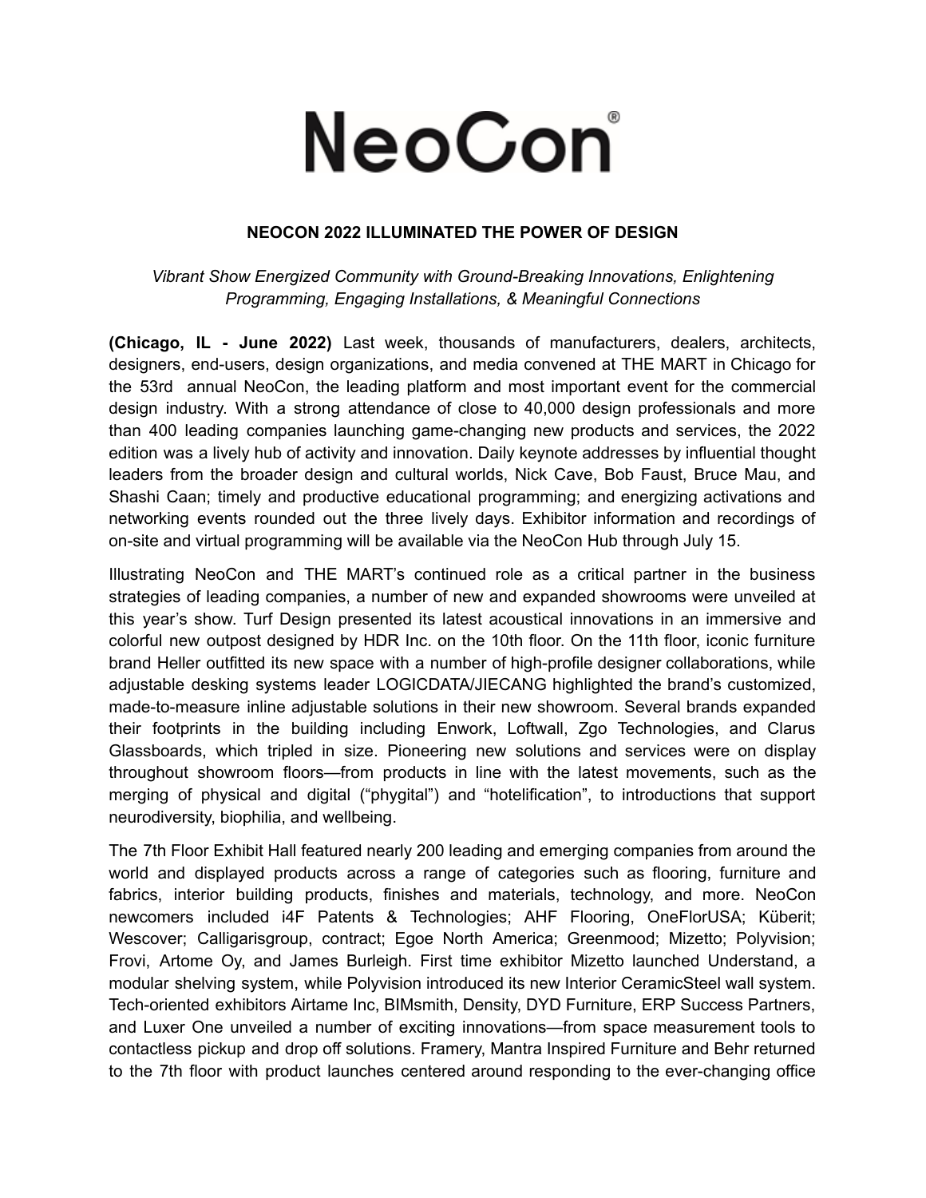# NeoCon®

## NEOCON 2022 ILLUMINATED THE POWER OF DESIGN

*Vibrant Show Energized Community with Ground-Breaking Innovations, Enlightening Programming, Engaging Installations, & Meaningful Connections*

**(Chicago, IL - June 2022)** Last week, thousands of manufacturers, dealers, architects, designers, end-users, design organizations, and media convened at THE MART in Chicago for the 53rd annual NeoCon, the leading platform and most important event for the commercial design industry. With a strong attendance of close to 40,000 design professionals and more than 400 leading companies launching game-changing new products and services, the 2022 edition was a lively hub of activity and innovation. Daily keynote addresses by influential thought leaders from the broader design and cultural worlds, Nick Cave, Bob Faust, Bruce Mau, and Shashi Caan; timely and productive educational programming; and energizing activations and networking events rounded out the three lively days. Exhibitor information and recordings of on-site and virtual programming will be available via the NeoCon Hub through July 15.

Illustrating NeoCon and THE MART's continued role as a critical partner in the business strategies of leading companies, a number of new and expanded showrooms were unveiled at this year's show. Turf Design presented its latest acoustical innovations in an immersive and colorful new outpost designed by HDR Inc. on the 10th floor. On the 11th floor, iconic furniture brand Heller outfitted its new space with a number of high-profile designer collaborations, while adjustable desking systems leader LOGICDATA/JIECANG highlighted the brand's customized, made-to-measure inline adjustable solutions in their new showroom. Several brands expanded their footprints in the building including Enwork, Loftwall, Zgo Technologies, and Clarus Glassboards, which tripled in size. Pioneering new solutions and services were on display throughout showroom floors—from products in line with the latest movements, such as the merging of physical and digital ("phygital") and "hotelification", to introductions that support neurodiversity, biophilia, and wellbeing.

The 7th Floor Exhibit Hall featured nearly 200 leading and emerging companies from around the world and displayed products across a range of categories such as flooring, furniture and fabrics, interior building products, finishes and materials, technology, and more. NeoCon newcomers included i4F Patents & Technologies; AHF Flooring, OneFlorUSA; Küberit; Wescover; Calligarisgroup, contract; Egoe North America; Greenmood; Mizetto; Polyvision; Frovi, Artome Oy, and James Burleigh. First time exhibitor Mizetto launched Understand, a modular shelving system, while Polyvision introduced its new Interior CeramicSteel wall system. Tech-oriented exhibitors Airtame Inc, BIMsmith, Density, DYD Furniture, ERP Success Partners, and Luxer One unveiled a number of exciting innovations—from space measurement tools to contactless pickup and drop off solutions. Framery, Mantra Inspired Furniture and Behr returned to the 7th floor with product launches centered around responding to the ever-changing office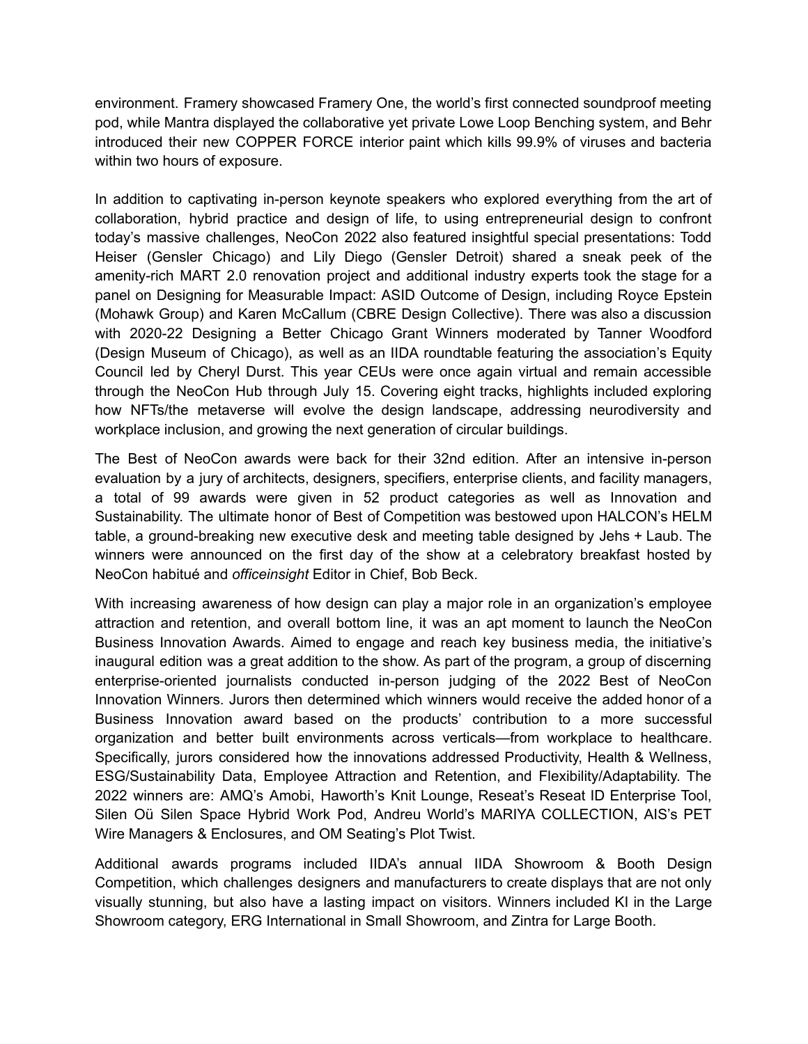environment. Framery showcased Framery One, the world's first connected soundproof meeting pod, while Mantra displayed the collaborative yet private Lowe Loop Benching system, and Behr introduced their new COPPER FORCE interior paint which kills 99.9% of viruses and bacteria within two hours of exposure.

In addition to captivating in-person keynote speakers who explored everything from the art of collaboration, hybrid practice and design of life, to using entrepreneurial design to confront today's massive challenges, NeoCon 2022 also featured insightful special presentations: Todd Heiser (Gensler Chicago) and Lily Diego (Gensler Detroit) shared a sneak peek of the amenity-rich MART 2.0 renovation project and additional industry experts took the stage for a panel on Designing for Measurable Impact: ASID Outcome of Design, including Royce Epstein (Mohawk Group) and Karen McCallum (CBRE Design Collective). There was also a discussion with 2020-22 Designing a Better Chicago Grant Winners moderated by Tanner Woodford (Design Museum of Chicago), as well as an IIDA roundtable featuring the association's Equity Council led by Cheryl Durst. This year CEUs were once again virtual and remain accessible through the NeoCon Hub through July 15. Covering eight tracks, highlights included exploring how NFTs/the metaverse will evolve the design landscape, addressing neurodiversity and workplace inclusion, and growing the next generation of circular buildings.

The Best of NeoCon awards were back for their 32nd edition. After an intensive in-person evaluation by a jury of architects, designers, specifiers, enterprise clients, and facility managers, a total of 99 awards were given in 52 product categories as well as Innovation and Sustainability. The ultimate honor of Best of Competition was bestowed upon HALCON's HELM table, a ground-breaking new executive desk and meeting table designed by Jehs + Laub. The winners were announced on the first day of the show at a celebratory breakfast hosted by NeoCon habitué and *officeinsight* Editor in Chief, Bob Beck.

With increasing awareness of how design can play a major role in an organization's employee attraction and retention, and overall bottom line, it was an apt moment to launch the NeoCon Business Innovation Awards. Aimed to engage and reach key business media, the initiative's inaugural edition was a great addition to the show. As part of the program, a group of discerning enterprise-oriented journalists conducted in-person judging of the 2022 Best of NeoCon Innovation Winners. Jurors then determined which winners would receive the added honor of a Business Innovation award based on the products' contribution to a more successful organization and better built environments across verticals—from workplace to healthcare. Specifically, jurors considered how the innovations addressed Productivity, Health & Wellness, ESG/Sustainability Data, Employee Attraction and Retention, and Flexibility/Adaptability. The 2022 winners are: AMQ's Amobi, Haworth's Knit Lounge, Reseat's Reseat ID Enterprise Tool, Silen Oü Silen Space Hybrid Work Pod, Andreu World's MARIYA COLLECTION, AIS's PET Wire Managers & Enclosures, and OM Seating's Plot Twist.

Additional awards programs included IIDA's annual IIDA Showroom & Booth Design Competition, which challenges designers and manufacturers to create displays that are not only visually stunning, but also have a lasting impact on visitors. Winners included KI in the Large Showroom category, ERG International in Small Showroom, and Zintra for Large Booth.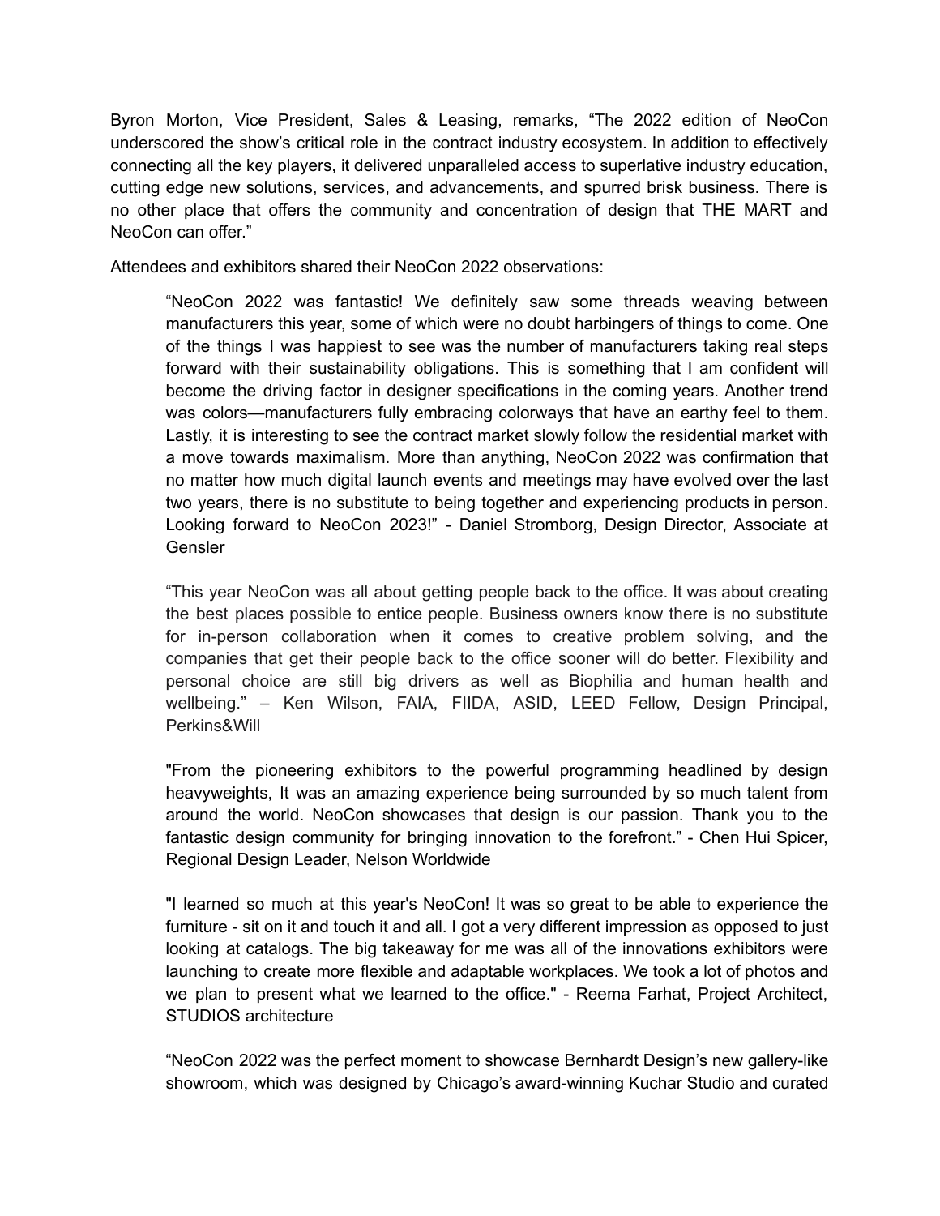Byron Morton, Vice President, Sales & Leasing, remarks, “The 2022 edition of NeoCon underscored the show’s critical role in the contract industry ecosystem. In addition to effectively connecting all the key players, it delivered unparalleled access to superlative industry education, cutting edge new solutions, services, and advancements, and spurred brisk business. There is no other place that offers the community and concentration of design that THE MART and NeoCon can offer.”

Attendees and exhibitors shared their NeoCon 2022 observations:

> “NeoCon 2022 was fantastic! We definitely saw some threads weaving between manufacturers this year, some of which were no doubt harbingers of things to come. One of the things I was happiest to see was the number of manufacturers taking real steps forward with their sustainability obligations. This is something that I am confident will become the driving factor in designer specifications in the coming years. Another trend was colors—manufacturers fully embracing colorways that have an earthy feel to them. Lastly, it is interesting to see the contract market slowly follow the residential market with a move towards maximalism. More than anything, NeoCon 2022 was confirmation that no matter how much digital launch events and meetings may have evolved over the last two years, there is no substitute to being together and experiencing products in person. Looking forward to NeoCon 2023!” - Daniel Stromborg, Design Director, Associate at Gensler
>
> “This year NeoCon was all about getting people back to the office. It was about creating the best places possible to entice people. Business owners know there is no substitute for in-person collaboration when it comes to creative problem solving, and the companies that get their people back to the office sooner will do better. Flexibility and personal choice are still big drivers as well as Biophilia and human health and wellbeing.” – Ken Wilson, FAIA, FIIDA, ASID, LEED Fellow, Design Principal, Perkins&Will
>
> "From the pioneering exhibitors to the powerful programming headlined by design heavyweights, It was an amazing experience being surrounded by so much talent from around the world. NeoCon showcases that design is our passion. Thank you to the fantastic design community for bringing innovation to the forefront." - Chen Hui Spicer, Regional Design Leader, Nelson Worldwide
>
> "I learned so much at this year's NeoCon! It was so great to be able to experience the furniture - sit on it and touch it and all. I got a very different impression as opposed to just looking at catalogs. The big takeaway for me was all of the innovations exhibitors were launching to create more flexible and adaptable workplaces. We took a lot of photos and we plan to present what we learned to the office." - Reema Farhat, Project Architect, STUDIOS architecture
>
> “NeoCon 2022 was the perfect moment to showcase Bernhardt Design’s new gallery-like showroom, which was designed by Chicago’s award-winning Kuchar Studio and curated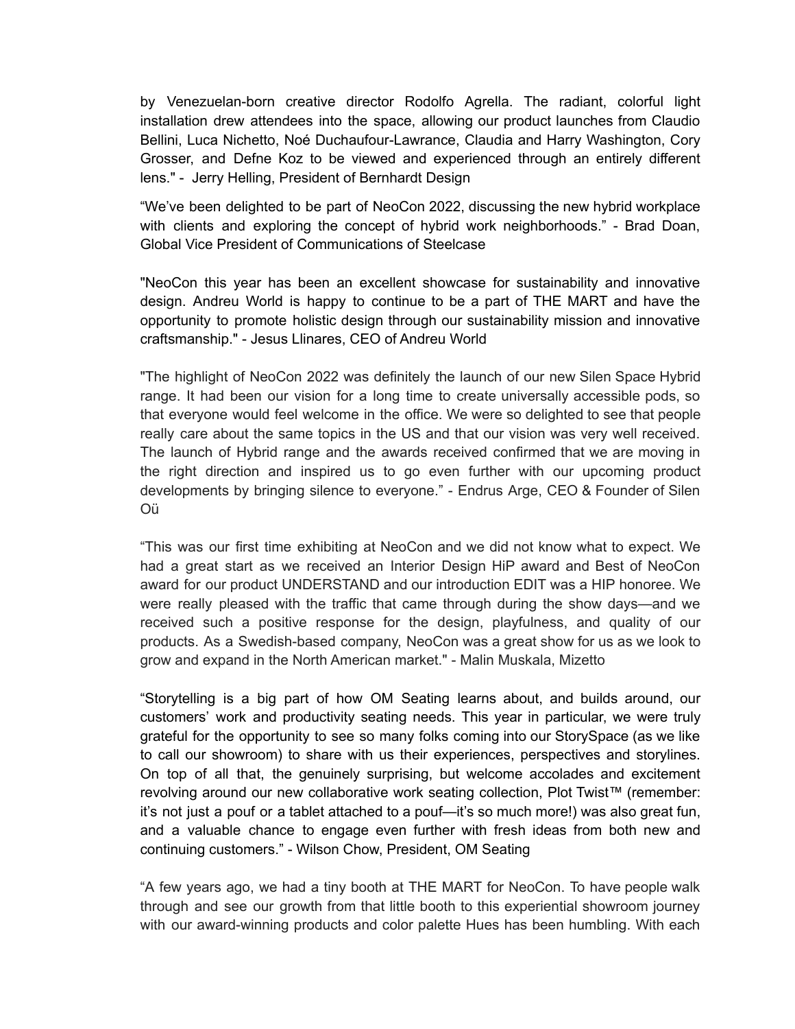by Venezuelan-born creative director Rodolfo Agrella. The radiant, colorful light installation drew attendees into the space, allowing our product launches from Claudio Bellini, Luca Nichetto, Noé Duchaufour-Lawrance, Claudia and Harry Washington, Cory Grosser, and Defne Koz to be viewed and experienced through an entirely different lens." - Jerry Helling, President of Bernhardt Design

“We’ve been delighted to be part of NeoCon 2022, discussing the new hybrid workplace with clients and exploring the concept of hybrid work neighborhoods.” - Brad Doan, Global Vice President of Communications of Steelcase

"NeoCon this year has been an excellent showcase for sustainability and innovative design. Andreu World is happy to continue to be a part of THE MART and have the opportunity to promote holistic design through our sustainability mission and innovative craftsmanship." - Jesus Llinares, CEO of Andreu World

"The highlight of NeoCon 2022 was definitely the launch of our new Silen Space Hybrid range. It had been our vision for a long time to create universally accessible pods, so that everyone would feel welcome in the office. We were so delighted to see that people really care about the same topics in the US and that our vision was very well received. The launch of Hybrid range and the awards received confirmed that we are moving in the right direction and inspired us to go even further with our upcoming product developments by bringing silence to everyone.” - Endrus Arge, CEO & Founder of Silen Oü

“This was our first time exhibiting at NeoCon and we did not know what to expect. We had a great start as we received an Interior Design HiP award and Best of NeoCon award for our product UNDERSTAND and our introduction EDIT was a HIP honoree. We were really pleased with the traffic that came through during the show days—and we received such a positive response for the design, playfulness, and quality of our products. As a Swedish-based company, NeoCon was a great show for us as we look to grow and expand in the North American market." - Malin Muskala, Mizetto

“Storytelling is a big part of how OM Seating learns about, and builds around, our customers’ work and productivity seating needs. This year in particular, we were truly grateful for the opportunity to see so many folks coming into our StorySpace (as we like to call our showroom) to share with us their experiences, perspectives and storylines. On top of all that, the genuinely surprising, but welcome accolades and excitement revolving around our new collaborative work seating collection, Plot Twist™ (remember: it’s not just a pouf or a tablet attached to a pouf—it’s so much more!) was also great fun, and a valuable chance to engage even further with fresh ideas from both new and continuing customers.” - Wilson Chow, President, OM Seating

“A few years ago, we had a tiny booth at THE MART for NeoCon. To have people walk through and see our growth from that little booth to this experiential showroom journey with our award-winning products and color palette Hues has been humbling. With each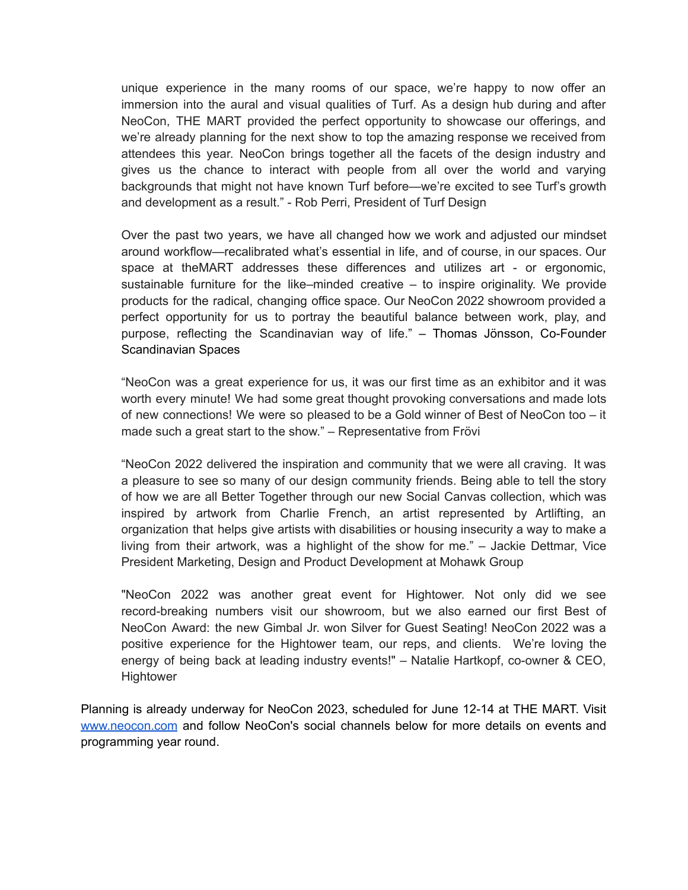unique experience in the many rooms of our space, we're happy to now offer an immersion into the aural and visual qualities of Turf. As a design hub during and after NeoCon, THE MART provided the perfect opportunity to showcase our offerings, and we're already planning for the next show to top the amazing response we received from attendees this year. NeoCon brings together all the facets of the design industry and gives us the chance to interact with people from all over the world and varying backgrounds that might not have known Turf before—we're excited to see Turf's growth and development as a result." - Rob Perri, President of Turf Design

Over the past two years, we have all changed how we work and adjusted our mindset around workflow—recalibrated what's essential in life, and of course, in our spaces. Our space at theMART addresses these differences and utilizes art - or ergonomic, sustainable furniture for the like–minded creative – to inspire originality. We provide products for the radical, changing office space. Our NeoCon 2022 showroom provided a perfect opportunity for us to portray the beautiful balance between work, play, and purpose, reflecting the Scandinavian way of life." – Thomas Jönsson, Co-Founder Scandinavian Spaces

"NeoCon was a great experience for us, it was our first time as an exhibitor and it was worth every minute! We had some great thought provoking conversations and made lots of new connections! We were so pleased to be a Gold winner of Best of NeoCon too – it made such a great start to the show." – Representative from Frövi

"NeoCon 2022 delivered the inspiration and community that we were all craving. It was a pleasure to see so many of our design community friends. Being able to tell the story of how we are all Better Together through our new Social Canvas collection, which was inspired by artwork from Charlie French, an artist represented by Artlifting, an organization that helps give artists with disabilities or housing insecurity a way to make a living from their artwork, was a highlight of the show for me." – Jackie Dettmar, Vice President Marketing, Design and Product Development at Mohawk Group

"NeoCon 2022 was another great event for Hightower. Not only did we see record-breaking numbers visit our showroom, but we also earned our first Best of NeoCon Award: the new Gimbal Jr. won Silver for Guest Seating! NeoCon 2022 was a positive experience for the Hightower team, our reps, and clients. We're loving the energy of being back at leading industry events!" – Natalie Hartkopf, co-owner & CEO, Hightower

Planning is already underway for NeoCon 2023, scheduled for June 12-14 at THE MART. Visit [www.neocon.com](http://www.neocon.com) and follow NeoCon's social channels below for more details on events and programming year round.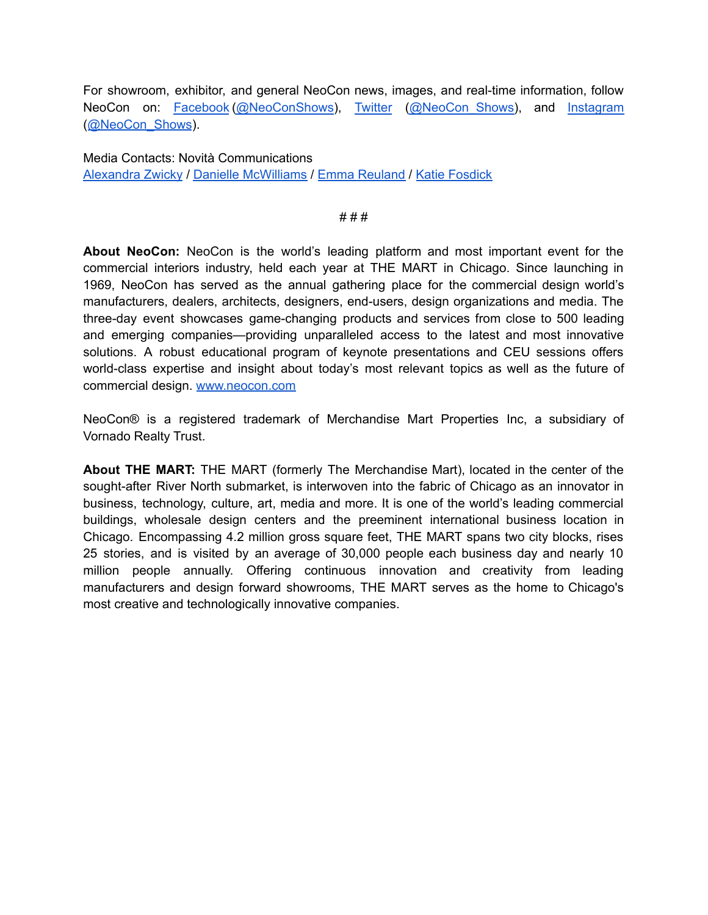For showroom, exhibitor, and general NeoCon news, images, and real-time information, follow NeoCon on: Facebook (@NeoConShows), Twitter (@NeoCon_Shows), and Instagram (@NeoCon_Shows).

Media Contacts: Novità Communications
Alexandra Zwicky / Danielle McWilliams / Emma Reuland / Katie Fosdick

###

**About NeoCon:** NeoCon is the world's leading platform and most important event for the commercial interiors industry, held each year at THE MART in Chicago. Since launching in 1969, NeoCon has served as the annual gathering place for the commercial design world's manufacturers, dealers, architects, designers, end-users, design organizations and media. The three-day event showcases game-changing products and services from close to 500 leading and emerging companies—providing unparalleled access to the latest and most innovative solutions. A robust educational program of keynote presentations and CEU sessions offers world-class expertise and insight about today's most relevant topics as well as the future of commercial design. www.neocon.com

NeoCon® is a registered trademark of Merchandise Mart Properties Inc, a subsidiary of Vornado Realty Trust.

**About THE MART:** THE MART (formerly The Merchandise Mart), located in the center of the sought-after River North submarket, is interwoven into the fabric of Chicago as an innovator in business, technology, culture, art, media and more. It is one of the world's leading commercial buildings, wholesale design centers and the preeminent international business location in Chicago. Encompassing 4.2 million gross square feet, THE MART spans two city blocks, rises 25 stories, and is visited by an average of 30,000 people each business day and nearly 10 million people annually. Offering continuous innovation and creativity from leading manufacturers and design forward showrooms, THE MART serves as the home to Chicago's most creative and technologically innovative companies.